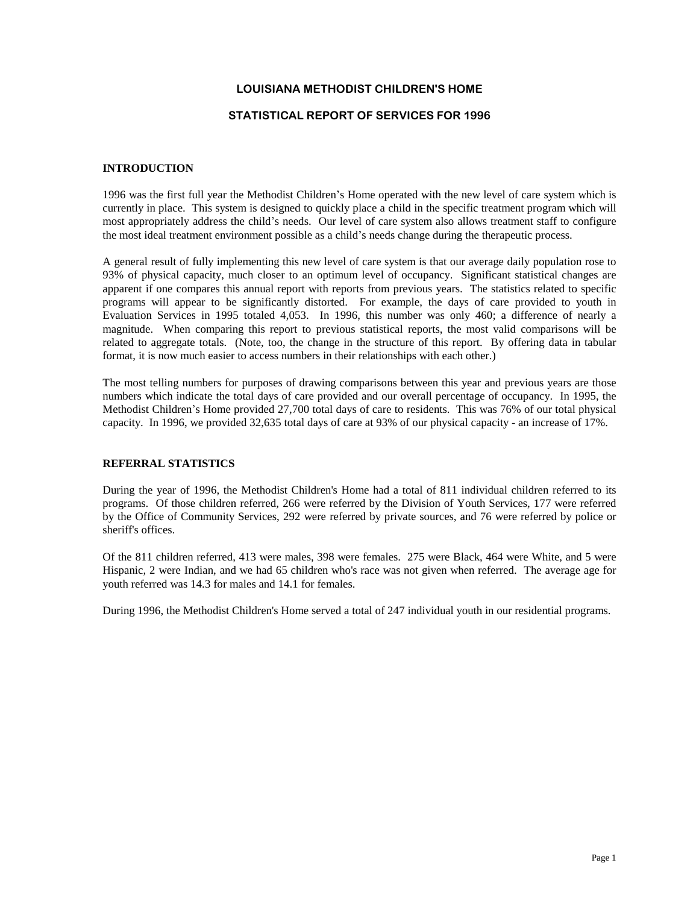# LOUISIANA METHODIST CHILDREN'S HOME

## STATISTICAL REPORT OF SERVICES FOR 1996

### INTRODUCTION

1996 was the first full year the Methodist Children's Home operated with the new level of care system which is currently in place. This system is designed to quickly place a child in the specific treatment program which will most appropriately address the child's needs. Our level of care system also allows treatment staff to configure the most ideal treatment environment possible as a child's needs change during the therapeutic process.

A general result of fully implementing this new level of care system is that our average daily population rose to 93% of physical capacity, much closer to an optimum level of occupancy. Significant statistical changes are apparent if one compares this annual report with reports from previous years. The statistics related to specific programs will appear to be significantly distorted. For example, the days of care provided to youth in Evaluation Services in 1995 totaled 4,053. In 1996, this number was only 460; a difference of nearly a magnitude. When comparing this report to previous statistical reports, the most valid comparisons will be related to aggregate totals. (Note, too, the change in the structure of this report. By offering data in tabular format, it is now much easier to access numbers in their relationships with each other.)

The most telling numbers for purposes of drawing comparisons between this year and previous years are those numbers which indicate the total days of care provided and our overall percentage of occupancy. In 1995, the Methodist Children's Home provided 27,700 total days of care to residents. This was 76% of our total physical capacity. In 1996, we provided 32,635 total days of care at 93% of our physical capacity - an increase of 17%.

### REFERRAL STATISTICS

During the year of 1996, the Methodist Children's Home had a total of 811 individual children referred to its programs. Of those children referred, 266 were referred by the Division of Youth Services, 177 were referred by the Office of Community Services, 292 were referred by private sources, and 76 were referred by police or sheriff's offices.

Of the 811 children referred, 413 were males, 398 were females. 275 were Black, 464 were White, and 5 were Hispanic, 2 were Indian, and we had 65 children who's race was not given when referred. The average age for youth referred was 14.3 for males and 14.1 for females.

During 1996, the Methodist Children's Home served a total of 247 individual youth in our residential programs.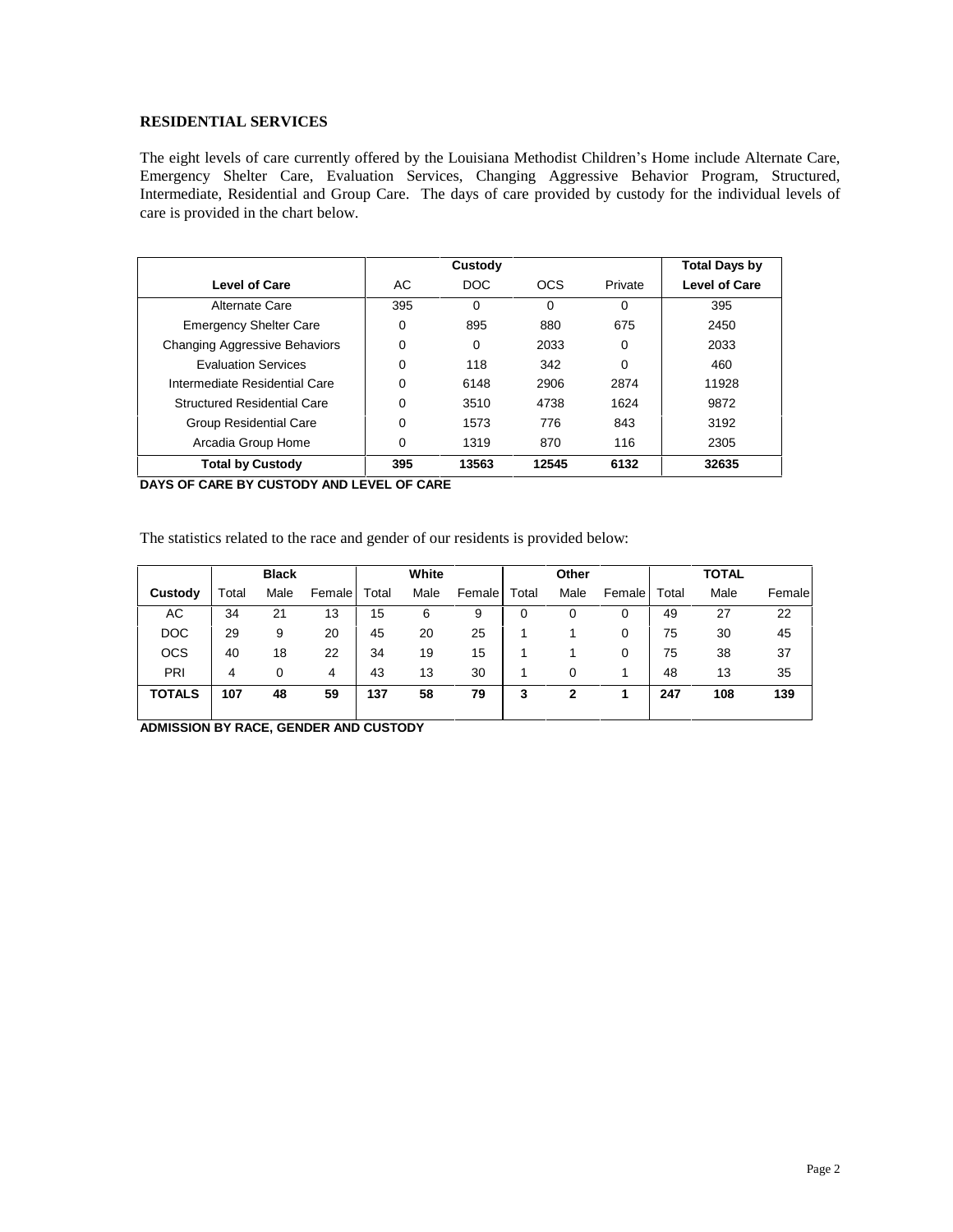**RESIDENTIAL SERVICES**

The eight levels of care currently offered by the Louisiana Methodist Children's Home include Alternate Care, Emergency Shelter Care, Evaluation Services, Changing Aggressive Behavior Program, Structured, Intermediate, Residential and Group Care. The days of care provided by custody for the individual levels of care is provided in the chart below.

| | Custody | | | | Total Days by |
|---|---|---|---|---|---|
| **Level of Care** | AC | DOC | OCS | Private | **Level of Care** |
| Alternate Care | 395 | 0 | 0 | 0 | 395 |
| Emergency Shelter Care | 0 | 895 | 880 | 675 | 2450 |
| Changing Aggressive Behaviors | 0 | 0 | 2033 | 0 | 2033 |
| Evaluation Services | 0 | 118 | 342 | 0 | 460 |
| Intermediate Residential Care | 0 | 6148 | 2906 | 2874 | 11928 |
| Structured Residential Care | 0 | 3510 | 4738 | 1624 | 9872 |
| Group Residential Care | 0 | 1573 | 776 | 843 | 3192 |
| Arcadia Group Home | 0 | 1319 | 870 | 116 | 2305 |
| **Total by Custody** | **395** | **13563** | **12545** | **6132** | **32635** |

**DAYS OF CARE BY CUSTODY AND LEVEL OF CARE**

The statistics related to the race and gender of our residents is provided below:

| | Black | | | White | | | Other | | | TOTAL | | |
|---|---|---|---|---|---|---|---|---|---|---|---|---|
| **Custody** | Total | Male | Female | Total | Male | Female | Total | Male | Female | Total | Male | Female |
| AC | 34 | 21 | 13 | 15 | 6 | 9 | 0 | 0 | 0 | 49 | 27 | 22 |
| DOC | 29 | 9 | 20 | 45 | 20 | 25 | 1 | 1 | 0 | 75 | 30 | 45 |
| OCS | 40 | 18 | 22 | 34 | 19 | 15 | 1 | 1 | 0 | 75 | 38 | 37 |
| PRI | 4 | 0 | 4 | 43 | 13 | 30 | 1 | 0 | 1 | 48 | 13 | 35 |
| **TOTALS** | **107** | **48** | **59** | **137** | **58** | **79** | **3** | **2** | **1** | **247** | **108** | **139** |

**ADMISSION BY RACE, GENDER AND CUSTODY**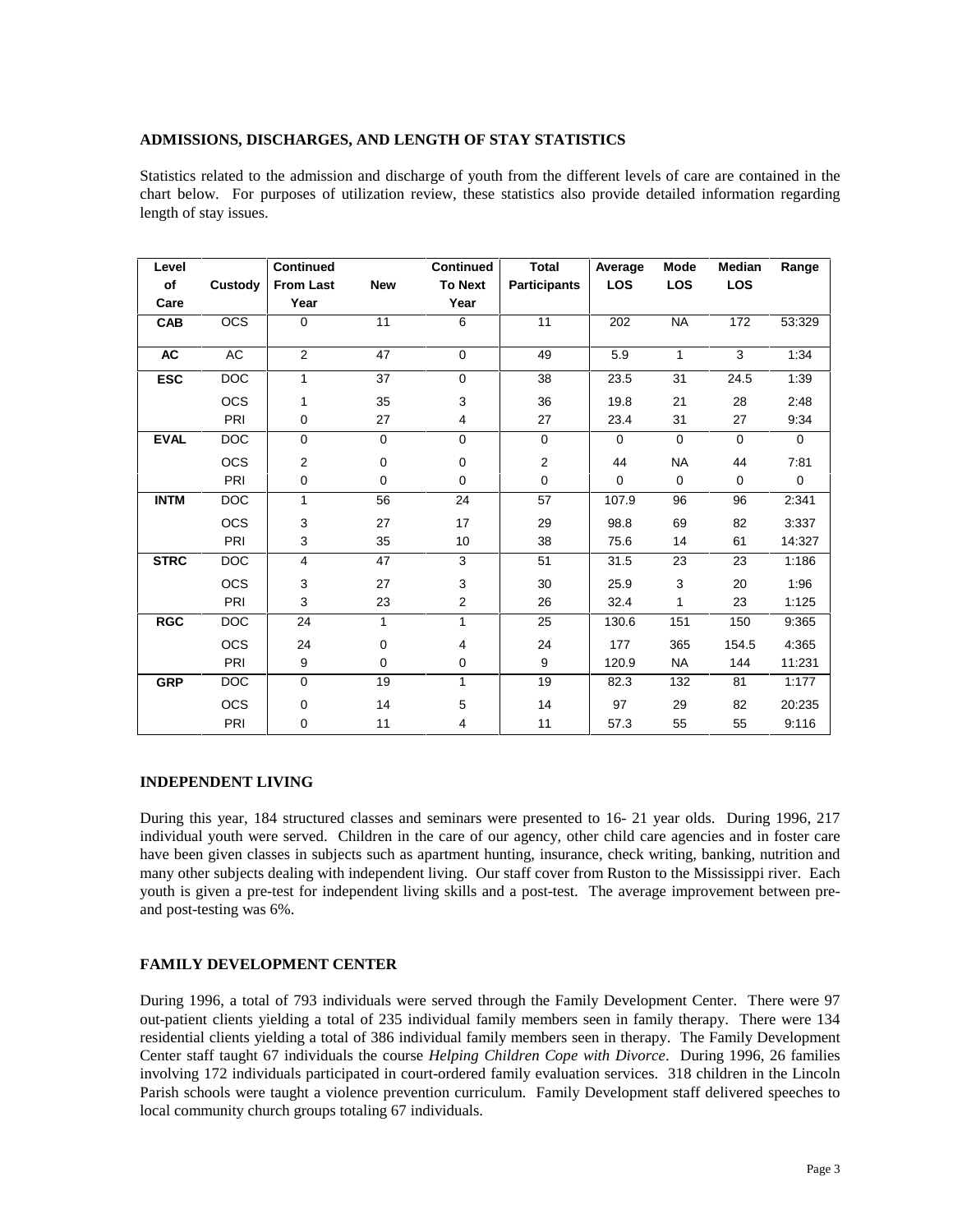**ADMISSIONS, DISCHARGES, AND LENGTH OF STAY STATISTICS**

Statistics related to the admission and discharge of youth from the different levels of care are contained in the chart below. For purposes of utilization review, these statistics also provide detailed information regarding length of stay issues.

| Level of Care | Custody | Continued From Last Year | New | Continued To Next Year | Total Participants | Average LOS | Mode LOS | Median LOS | Range |
|---|---|---|---|---|---|---|---|---|---|
| **CAB** | OCS | 0 | 11 | 6 | 11 | 202 | NA | 172 | 53:329 |
| **AC** | AC | 2 | 47 | 0 | 49 | 5.9 | 1 | 3 | 1:34 |
| **ESC** | DOC | 1 | 37 | 0 | 38 | 23.5 | 31 | 24.5 | 1:39 |
| | OCS | 1 | 35 | 3 | 36 | 19.8 | 21 | 28 | 2:48 |
| | PRI | 0 | 27 | 4 | 27 | 23.4 | 31 | 27 | 9:34 |
| **EVAL** | DOC | 0 | 0 | 0 | 0 | 0 | 0 | 0 | 0 |
| | OCS | 2 | 0 | 0 | 2 | 44 | NA | 44 | 7:81 |
| | PRI | 0 | 0 | 0 | 0 | 0 | 0 | 0 | 0 |
| **INTM** | DOC | 1 | 56 | 24 | 57 | 107.9 | 96 | 96 | 2:341 |
| | OCS | 3 | 27 | 17 | 29 | 98.8 | 69 | 82 | 3:337 |
| | PRI | 3 | 35 | 10 | 38 | 75.6 | 14 | 61 | 14:327 |
| **STRC** | DOC | 4 | 47 | 3 | 51 | 31.5 | 23 | 23 | 1:186 |
| | OCS | 3 | 27 | 3 | 30 | 25.9 | 3 | 20 | 1:96 |
| | PRI | 3 | 23 | 2 | 26 | 32.4 | 1 | 23 | 1:125 |
| **RGC** | DOC | 24 | 1 | 1 | 25 | 130.6 | 151 | 150 | 9:365 |
| | OCS | 24 | 0 | 4 | 24 | 177 | 365 | 154.5 | 4:365 |
| | PRI | 9 | 0 | 0 | 9 | 120.9 | NA | 144 | 11:231 |
| **GRP** | DOC | 0 | 19 | 1 | 19 | 82.3 | 132 | 81 | 1:177 |
| | OCS | 0 | 14 | 5 | 14 | 97 | 29 | 82 | 20:235 |
| | PRI | 0 | 11 | 4 | 11 | 57.3 | 55 | 55 | 9:116 |

**INDEPENDENT LIVING**

During this year, 184 structured classes and seminars were presented to 16- 21 year olds. During 1996, 217 individual youth were served. Children in the care of our agency, other child care agencies and in foster care have been given classes in subjects such as apartment hunting, insurance, check writing, banking, nutrition and many other subjects dealing with independent living. Our staff cover from Ruston to the Mississippi river. Each youth is given a pre-test for independent living skills and a post-test. The average improvement between pre- and post-testing was 6%.

**FAMILY DEVELOPMENT CENTER**

During 1996, a total of 793 individuals were served through the Family Development Center. There were 97 out-patient clients yielding a total of 235 individual family members seen in family therapy. There were 134 residential clients yielding a total of 386 individual family members seen in therapy. The Family Development Center staff taught 67 individuals the course *Helping Children Cope with Divorce*. During 1996, 26 families involving 172 individuals participated in court-ordered family evaluation services. 318 children in the Lincoln Parish schools were taught a violence prevention curriculum. Family Development staff delivered speeches to local community church groups totaling 67 individuals.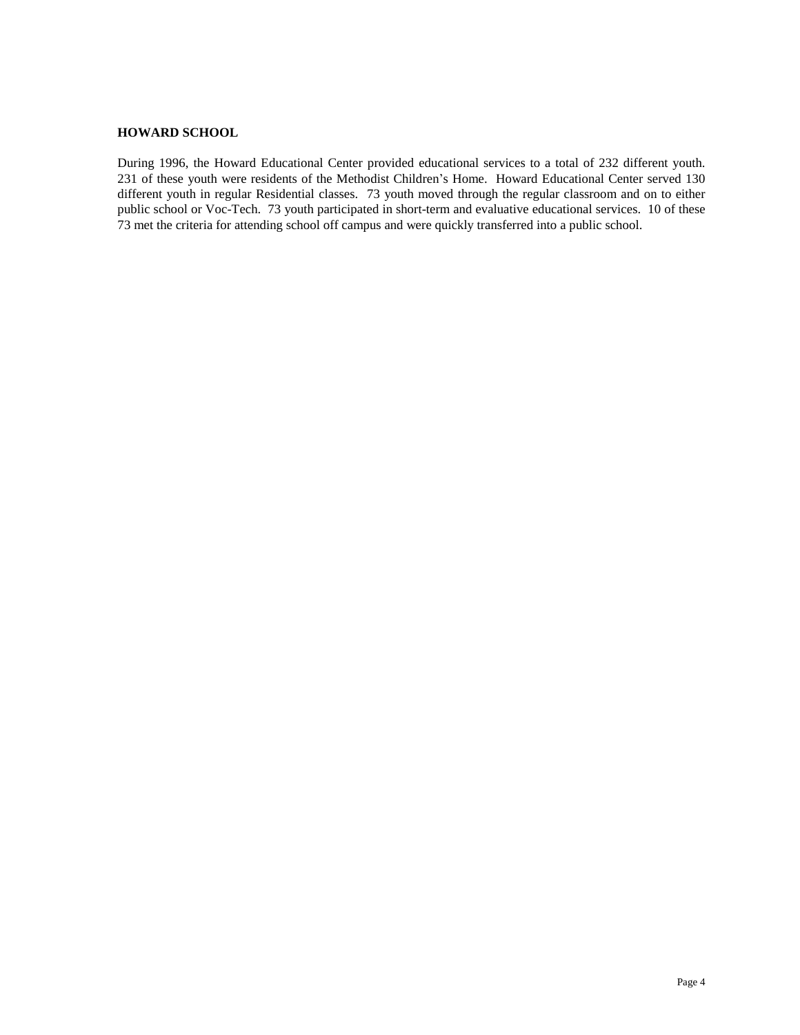## HOWARD SCHOOL

During 1996, the Howard Educational Center provided educational services to a total of 232 different youth. 231 of these youth were residents of the Methodist Children's Home. Howard Educational Center served 130 different youth in regular Residential classes. 73 youth moved through the regular classroom and on to either public school or Voc-Tech. 73 youth participated in short-term and evaluative educational services. 10 of these 73 met the criteria for attending school off campus and were quickly transferred into a public school.